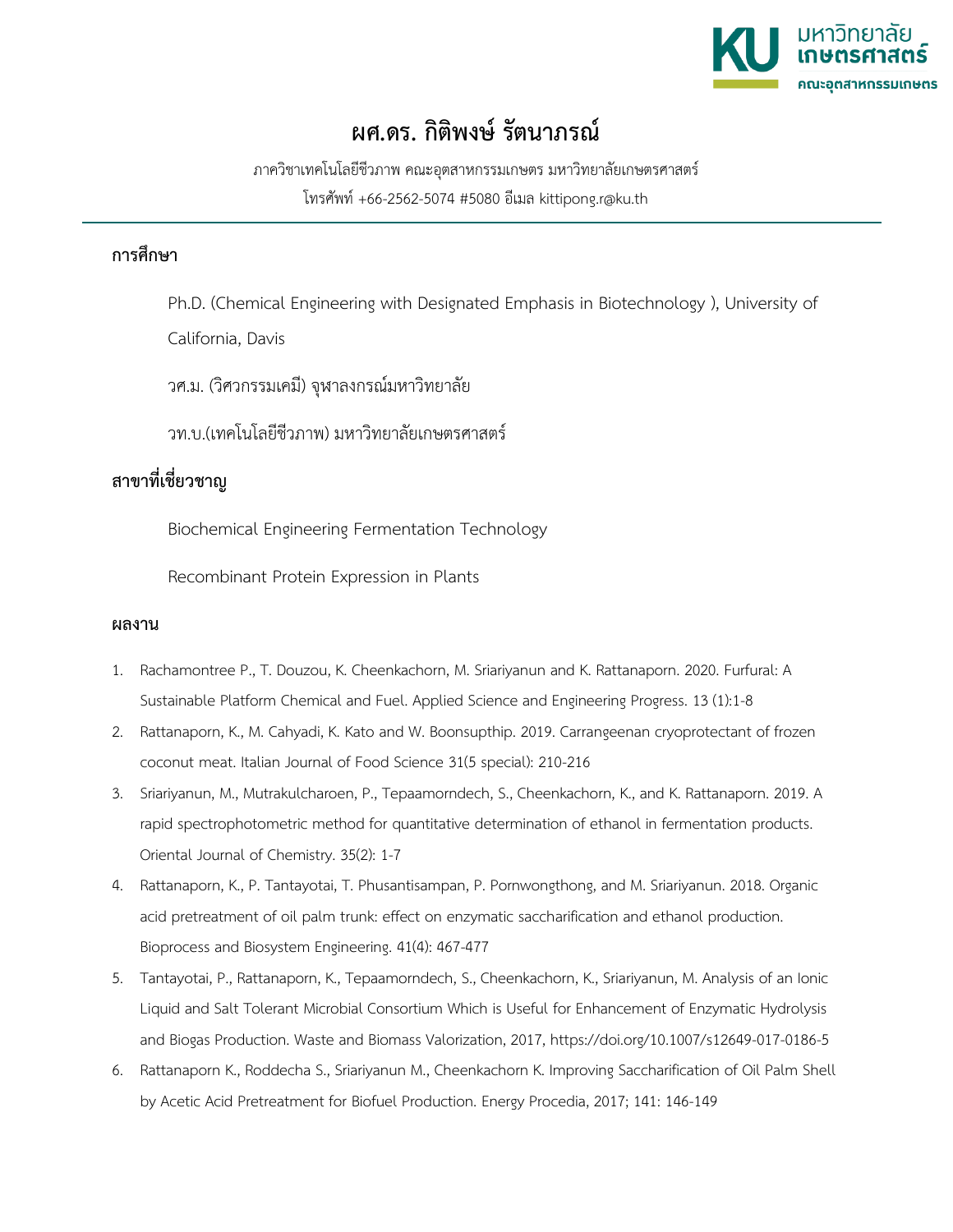# ผศ.ดร. กิติพงษ์ รัตนาภรณ์

ภาควิชาเทคโนโลยีชีวภาพ คณะอุตสาหกรรมเกษตร มหาวิทยาลัยเกษตรศาสตร์

โทรศัพท์ +66-2562-5074 #5080 อีเมล kittipong.r@ku.th

## การศึกษา

Ph.D. (Chemical Engineering with Designated Emphasis in Biotechnology ), University of California, Davis

วศ.ม. (วิศวกรรมเคมี) จุฬาลงกรณ์มหาวิทยาลัย

วท.บ.(เทคโนโลยีชีวภาพ) มหาวิทยาลัยเกษตรศาสตร์

## สาขาที่เชี่ยวชาญ

Biochemical Engineering Fermentation Technology

Recombinant Protein Expression in Plants

## ผลงาน

1. Rachamontree P., T. Douzou, K. Cheenkachorn, M. Sriariyanun and K. Rattanaporn. 2020. Furfural: A Sustainable Platform Chemical and Fuel. Applied Science and Engineering Progress. 13 (1):1-8
2. Rattanaporn, K., M. Cahyadi, K. Kato and W. Boonsupthip. 2019. Carrangeenan cryoprotectant of frozen coconut meat. Italian Journal of Food Science 31(5 special): 210-216
3. Sriariyanun, M., Mutrakulcharoen, P., Tepaamorndech, S., Cheenkachorn, K., and K. Rattanaporn. 2019. A rapid spectrophotometric method for quantitative determination of ethanol in fermentation products. Oriental Journal of Chemistry. 35(2): 1-7
4. Rattanaporn, K., P. Tantayotai, T. Phusantisampan, P. Pornwongthong, and M. Sriariyanun. 2018. Organic acid pretreatment of oil palm trunk: effect on enzymatic saccharification and ethanol production. Bioprocess and Biosystem Engineering. 41(4): 467-477
5. Tantayotai, P., Rattanaporn, K., Tepaamorndech, S., Cheenkachorn, K., Sriariyanun, M. Analysis of an Ionic Liquid and Salt Tolerant Microbial Consortium Which is Useful for Enhancement of Enzymatic Hydrolysis and Biogas Production. Waste and Biomass Valorization, 2017, https://doi.org/10.1007/s12649-017-0186-5
6. Rattanaporn K., Roddecha S., Sriariyanun M., Cheenkachorn K. Improving Saccharification of Oil Palm Shell by Acetic Acid Pretreatment for Biofuel Production. Energy Procedia, 2017; 141: 146-149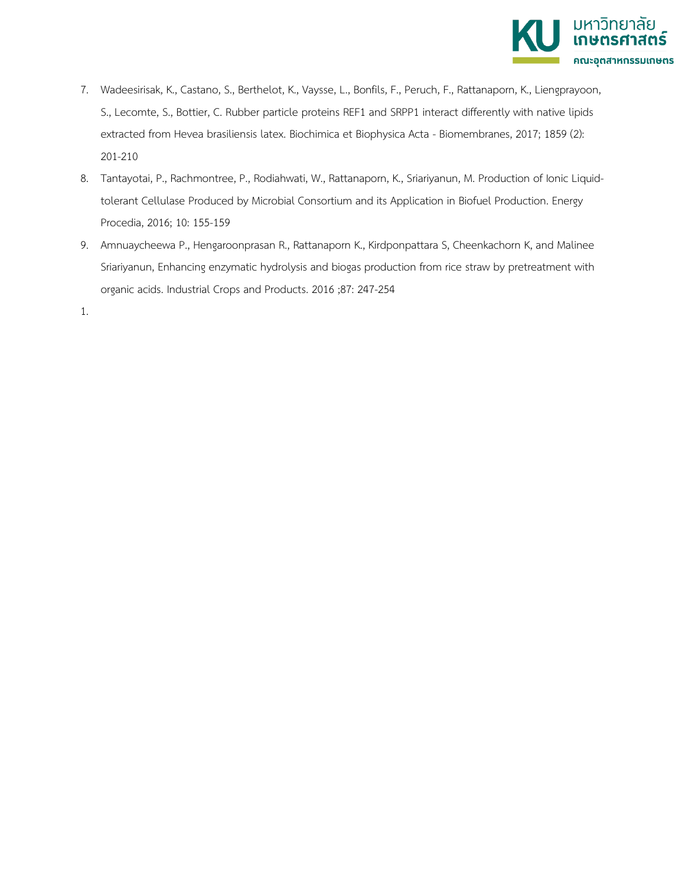7. Wadeesirisak, K., Castano, S., Berthelot, K., Vaysse, L., Bonfils, F., Peruch, F., Rattanaporn, K., Liengprayoon, S., Lecomte, S., Bottier, C. Rubber particle proteins REF1 and SRPP1 interact differently with native lipids extracted from Hevea brasiliensis latex. Biochimica et Biophysica Acta - Biomembranes, 2017; 1859 (2): 201-210
8. Tantayotai, P., Rachmontree, P., Rodiahwati, W., Rattanaporn, K., Sriariyanun, M. Production of Ionic Liquid-tolerant Cellulase Produced by Microbial Consortium and its Application in Biofuel Production. Energy Procedia, 2016; 10: 155-159
9. Amnuaycheewa P., Hengaroonprasan R., Rattanaporn K., Kirdponpattara S, Cheenkachorn K, and Malinee Sriariyanun, Enhancing enzymatic hydrolysis and biogas production from rice straw by pretreatment with organic acids. Industrial Crops and Products. 2016 ;87: 247-254

1.